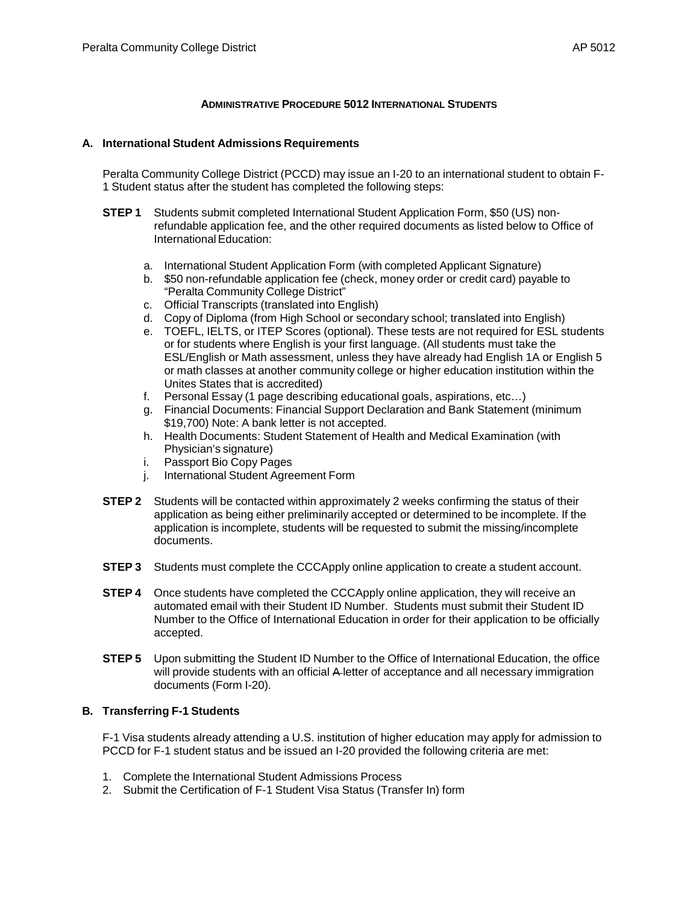**ADMINISTRATIVE PROCEDURE 5012 INTERNATIONAL STUDENTS**

## A. International Student Admissions Requirements

Peralta Community College District (PCCD) may issue an I-20 to an international student to obtain F-1 Student status after the student has completed the following steps:

**STEP 1** Students submit completed International Student Application Form, $50 (US) non-refundable application fee, and the other required documents as listed below to Office of International Education:

a. International Student Application Form (with completed Applicant Signature)
b. $50 non-refundable application fee (check, money order or credit card) payable to "Peralta Community College District"
c. Official Transcripts (translated into English)
d. Copy of Diploma (from High School or secondary school; translated into English)
e. TOEFL, IELTS, or ITEP Scores (optional). These tests are not required for ESL students or for students where English is your first language. (All students must take the ESL/English or Math assessment, unless they have already had English 1A or English 5 or math classes at another community college or higher education institution within the Unites States that is accredited)
f. Personal Essay (1 page describing educational goals, aspirations, etc…)
g. Financial Documents: Financial Support Declaration and Bank Statement (minimum $19,700) Note: A bank letter is not accepted.
h. Health Documents: Student Statement of Health and Medical Examination (with Physician's signature)
i. Passport Bio Copy Pages
j. International Student Agreement Form

**STEP 2** Students will be contacted within approximately 2 weeks confirming the status of their application as being either preliminarily accepted or determined to be incomplete. If the application is incomplete, students will be requested to submit the missing/incomplete documents.

**STEP 3** Students must complete the CCCApply online application to create a student account.

**STEP 4** Once students have completed the CCCApply online application, they will receive an automated email with their Student ID Number. Students must submit their Student ID Number to the Office of International Education in order for their application to be officially accepted.

**STEP 5** Upon submitting the Student ID Number to the Office of International Education, the office will provide students with an official ~~A~~ letter of acceptance and all necessary immigration documents (Form I-20).

## B. Transferring F-1 Students

F-1 Visa students already attending a U.S. institution of higher education may apply for admission to PCCD for F-1 student status and be issued an I-20 provided the following criteria are met:

1. Complete the International Student Admissions Process
2. Submit the Certification of F-1 Student Visa Status (Transfer In) form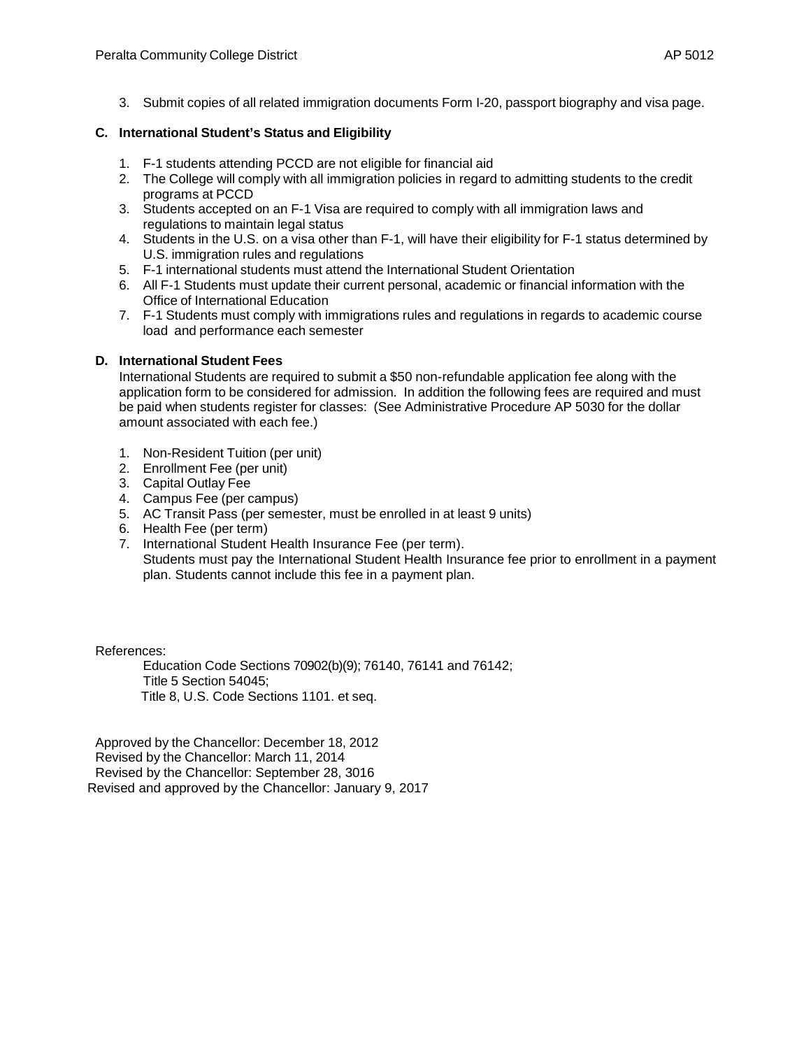3. Submit copies of all related immigration documents Form I-20, passport biography and visa page.

**C. International Student's Status and Eligibility**

1. F-1 students attending PCCD are not eligible for financial aid
2. The College will comply with all immigration policies in regard to admitting students to the credit programs at PCCD
3. Students accepted on an F-1 Visa are required to comply with all immigration laws and regulations to maintain legal status
4. Students in the U.S. on a visa other than F-1, will have their eligibility for F-1 status determined by U.S. immigration rules and regulations
5. F-1 international students must attend the International Student Orientation
6. All F-1 Students must update their current personal, academic or financial information with the Office of International Education
7. F-1 Students must comply with immigrations rules and regulations in regards to academic course load and performance each semester

**D. International Student Fees**

International Students are required to submit a $50 non-refundable application fee along with the application form to be considered for admission. In addition the following fees are required and must be paid when students register for classes: (See Administrative Procedure AP 5030 for the dollar amount associated with each fee.)

1. Non-Resident Tuition (per unit)
2. Enrollment Fee (per unit)
3. Capital Outlay Fee
4. Campus Fee (per campus)
5. AC Transit Pass (per semester, must be enrolled in at least 9 units)
6. Health Fee (per term)
7. International Student Health Insurance Fee (per term).
   Students must pay the International Student Health Insurance fee prior to enrollment in a payment plan. Students cannot include this fee in a payment plan.

References:

Education Code Sections 70902(b)(9); 76140, 76141 and 76142;
Title 5 Section 54045;
Title 8, U.S. Code Sections 1101. et seq.

Approved by the Chancellor: December 18, 2012
Revised by the Chancellor: March 11, 2014
Revised by the Chancellor: September 28, 3016
Revised and approved by the Chancellor: January 9, 2017